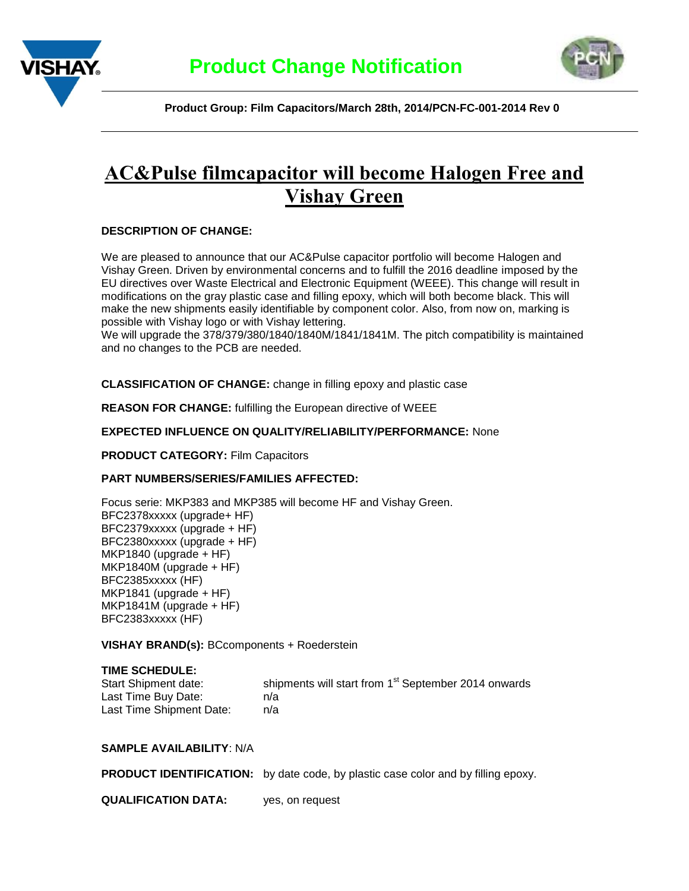# Product Change Notification

**Product Group: Film Capacitors/March 28th, 2014/PCN-FC-001-2014 Rev 0**

## AC&Pulse filmcapacitor will become Halogen Free and Vishay Green

**DESCRIPTION OF CHANGE:**

We are pleased to announce that our AC&Pulse capacitor portfolio will become Halogen and Vishay Green. Driven by environmental concerns and to fulfill the 2016 deadline imposed by the EU directives over Waste Electrical and Electronic Equipment (WEEE). This change will result in modifications on the gray plastic case and filling epoxy, which will both become black. This will make the new shipments easily identifiable by component color. Also, from now on, marking is possible with Vishay logo or with Vishay lettering.
We will upgrade the 378/379/380/1840/1840M/1841/1841M. The pitch compatibility is maintained and no changes to the PCB are needed.

**CLASSIFICATION OF CHANGE:** change in filling epoxy and plastic case

**REASON FOR CHANGE:** fulfilling the European directive of WEEE

**EXPECTED INFLUENCE ON QUALITY/RELIABILITY/PERFORMANCE:** None

**PRODUCT CATEGORY:** Film Capacitors

**PART NUMBERS/SERIES/FAMILIES AFFECTED:**

Focus serie: MKP383 and MKP385 will become HF and Vishay Green.
BFC2378xxxxx (upgrade+ HF)
BFC2379xxxxx (upgrade + HF)
BFC2380xxxxx (upgrade + HF)
MKP1840 (upgrade + HF)
MKP1840M (upgrade + HF)
BFC2385xxxxx (HF)
MKP1841 (upgrade + HF)
MKP1841M (upgrade + HF)
BFC2383xxxxx (HF)

**VISHAY BRAND(s):** BCcomponents + Roederstein

**TIME SCHEDULE:**

| | |
|---|---|
| Start Shipment date: | shipments will start from 1st September 2014 onwards |
| Last Time Buy Date: | n/a |
| Last Time Shipment Date: | n/a |

**SAMPLE AVAILABILITY**: N/A

**PRODUCT IDENTIFICATION:** by date code, by plastic case color and by filling epoxy.

**QUALIFICATION DATA:** yes, on request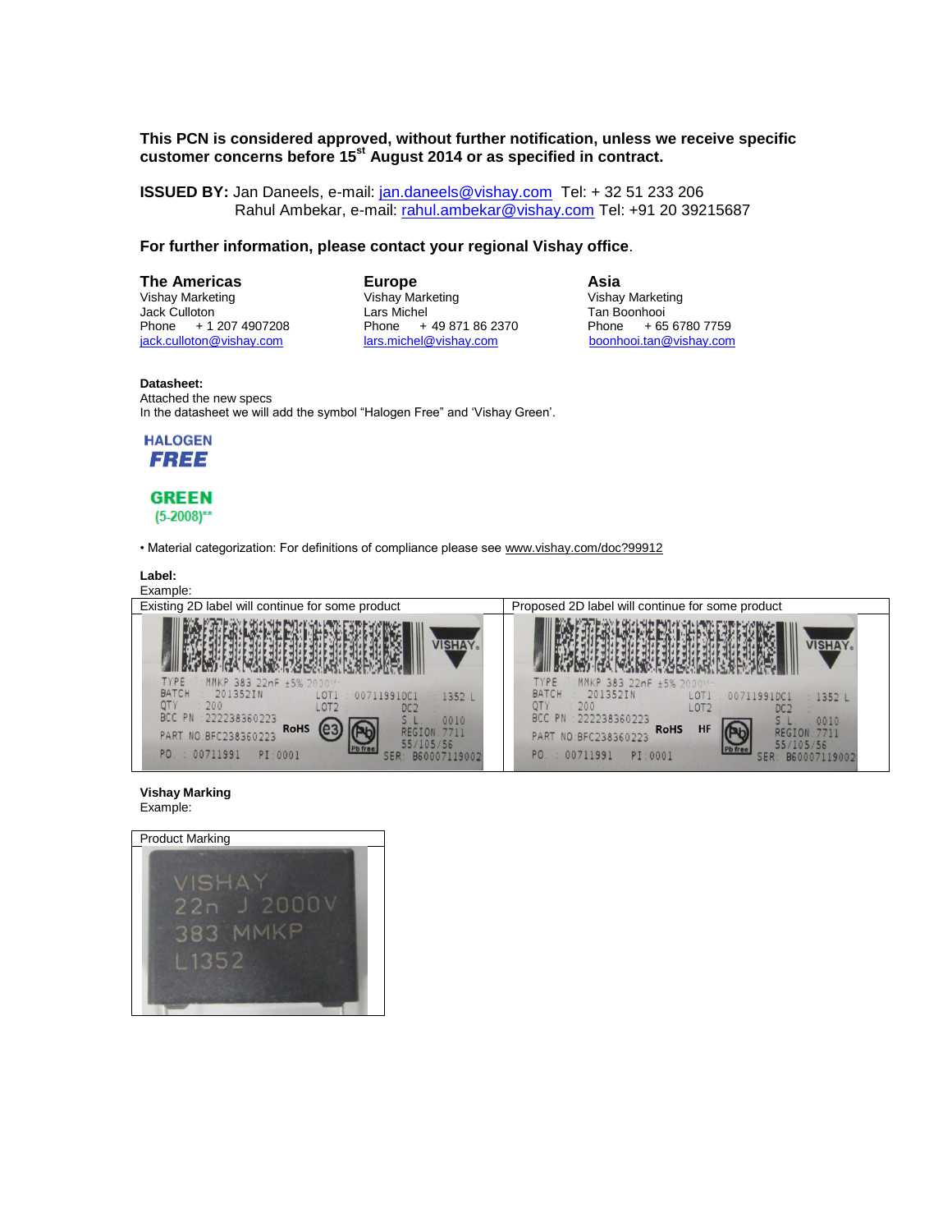**This PCN is considered approved, without further notification, unless we receive specific customer concerns before 15st August 2014 or as specified in contract.**

**ISSUED BY:** Jan Daneels, e-mail: jan.daneels@vishay.com Tel: + 32 51 233 206
Rahul Ambekar, e-mail: rahul.ambekar@vishay.com Tel: +91 20 39215687

**For further information, please contact your regional Vishay office**.

**The Americas**
Vishay Marketing
Jack Culloton
Phone + 1 207 4907208
jack.culloton@vishay.com

**Europe**
Vishay Marketing
Lars Michel
Phone + 49 871 86 2370
lars.michel@vishay.com

**Asia**
Vishay Marketing
Tan Boonhooi
Phone + 65 6780 7759
boonhooi.tan@vishay.com

**Datasheet:**
Attached the new specs
In the datasheet we will add the symbol "Halogen Free" and 'Vishay Green'.

HALOGEN
FREE

GREEN
(5-2008)**

• Material categorization: For definitions of compliance please see www.vishay.com/doc?99912

**Label:**
Example:

| Existing 2D label will continue for some product | Proposed 2D label will continue for some product |
|---|---|
| TYPE: MMKP 383 22nF ±5% 2000V<br>BATCH: 201352IN<br>QTY: 200<br>BCC PN: 222238360223<br>PART NO: BFC238360223<br>PO: 00711991 PI: 0001<br>LOT1: 00711991DC1 1352 L<br>LOT2 DC2<br>S.L.: 0010<br>REGION: 7711<br>55/105/56<br>SER: B60007119002<br>RoHS e3 Pb free | TYPE: MMKP 383 22nF ±5% 2000V<br>BATCH: 201352IN<br>QTY: 200<br>BCC PN: 222238360223<br>PART NO: BFC238360223<br>PO: 00711991 PI: 0001<br>LOT1: 00711991DC1 1352 L<br>LOT2 DC2<br>S.L.: 0010<br>REGION: 7711<br>55/105/56<br>SER: B60007119002<br>RoHS HF Pb free |

**Vishay Marking**
Example:

Product Marking

VISHAY
22n J 2000V
383 MMKP
L1352